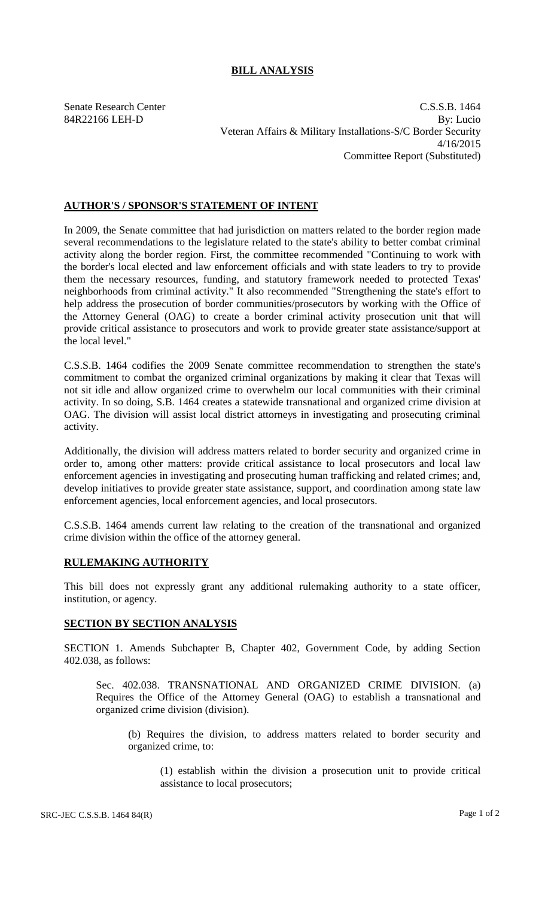# BILL ANALYSIS

Senate Research Center
84R22166 LEH-D

C.S.S.B. 1464
By: Lucio
Veteran Affairs & Military Installations-S/C Border Security
4/16/2015
Committee Report (Substituted)

## AUTHOR'S / SPONSOR'S STATEMENT OF INTENT

In 2009, the Senate committee that had jurisdiction on matters related to the border region made several recommendations to the legislature related to the state's ability to better combat criminal activity along the border region. First, the committee recommended "Continuing to work with the border's local elected and law enforcement officials and with state leaders to try to provide them the necessary resources, funding, and statutory framework needed to protected Texas' neighborhoods from criminal activity." It also recommended "Strengthening the state's effort to help address the prosecution of border communities/prosecutors by working with the Office of the Attorney General (OAG) to create a border criminal activity prosecution unit that will provide critical assistance to prosecutors and work to provide greater state assistance/support at the local level."

C.S.S.B. 1464 codifies the 2009 Senate committee recommendation to strengthen the state's commitment to combat the organized criminal organizations by making it clear that Texas will not sit idle and allow organized crime to overwhelm our local communities with their criminal activity. In so doing, S.B. 1464 creates a statewide transnational and organized crime division at OAG. The division will assist local district attorneys in investigating and prosecuting criminal activity.

Additionally, the division will address matters related to border security and organized crime in order to, among other matters: provide critical assistance to local prosecutors and local law enforcement agencies in investigating and prosecuting human trafficking and related crimes; and, develop initiatives to provide greater state assistance, support, and coordination among state law enforcement agencies, local enforcement agencies, and local prosecutors.

C.S.S.B. 1464 amends current law relating to the creation of the transnational and organized crime division within the office of the attorney general.

## RULEMAKING AUTHORITY

This bill does not expressly grant any additional rulemaking authority to a state officer, institution, or agency.

## SECTION BY SECTION ANALYSIS

SECTION 1. Amends Subchapter B, Chapter 402, Government Code, by adding Section 402.038, as follows:

Sec. 402.038. TRANSNATIONAL AND ORGANIZED CRIME DIVISION. (a) Requires the Office of the Attorney General (OAG) to establish a transnational and organized crime division (division).

(b) Requires the division, to address matters related to border security and organized crime, to:

(1) establish within the division a prosecution unit to provide critical assistance to local prosecutors;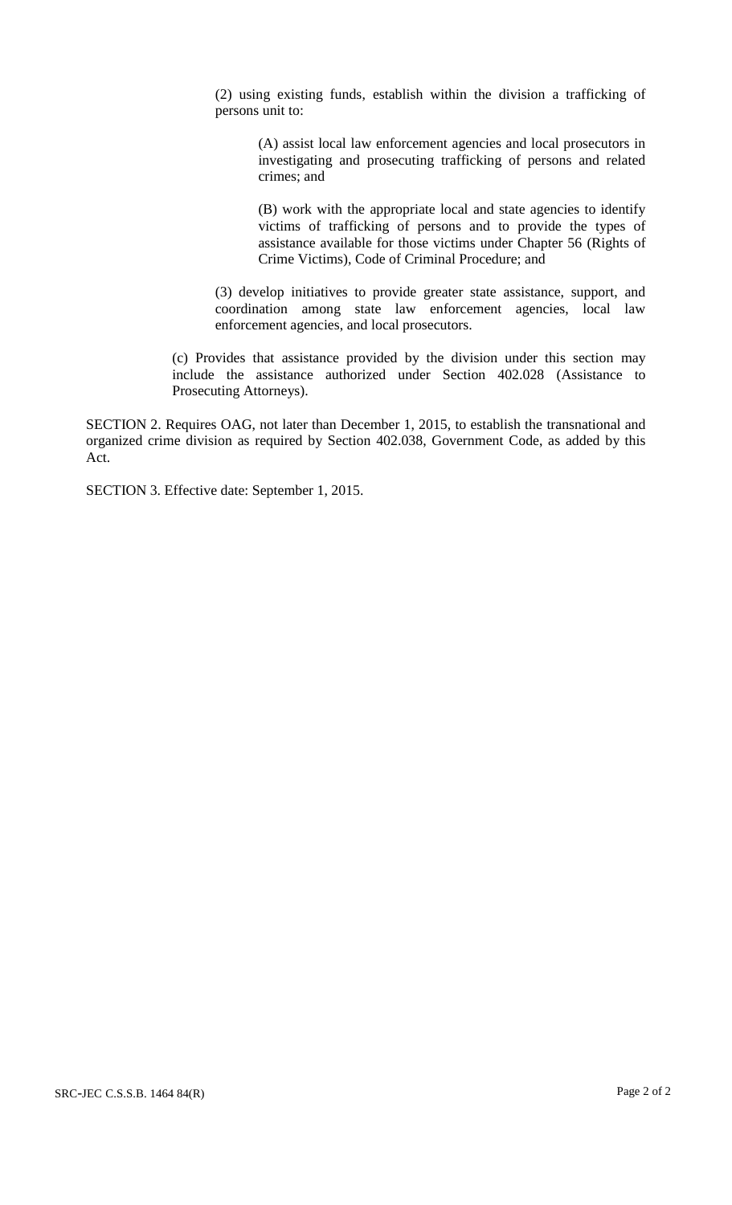(2) using existing funds, establish within the division a trafficking of persons unit to:

(A) assist local law enforcement agencies and local prosecutors in investigating and prosecuting trafficking of persons and related crimes; and

(B) work with the appropriate local and state agencies to identify victims of trafficking of persons and to provide the types of assistance available for those victims under Chapter 56 (Rights of Crime Victims), Code of Criminal Procedure; and

(3) develop initiatives to provide greater state assistance, support, and coordination among state law enforcement agencies, local law enforcement agencies, and local prosecutors.

(c) Provides that assistance provided by the division under this section may include the assistance authorized under Section 402.028 (Assistance to Prosecuting Attorneys).

SECTION 2. Requires OAG, not later than December 1, 2015, to establish the transnational and organized crime division as required by Section 402.038, Government Code, as added by this Act.

SECTION 3. Effective date: September 1, 2015.